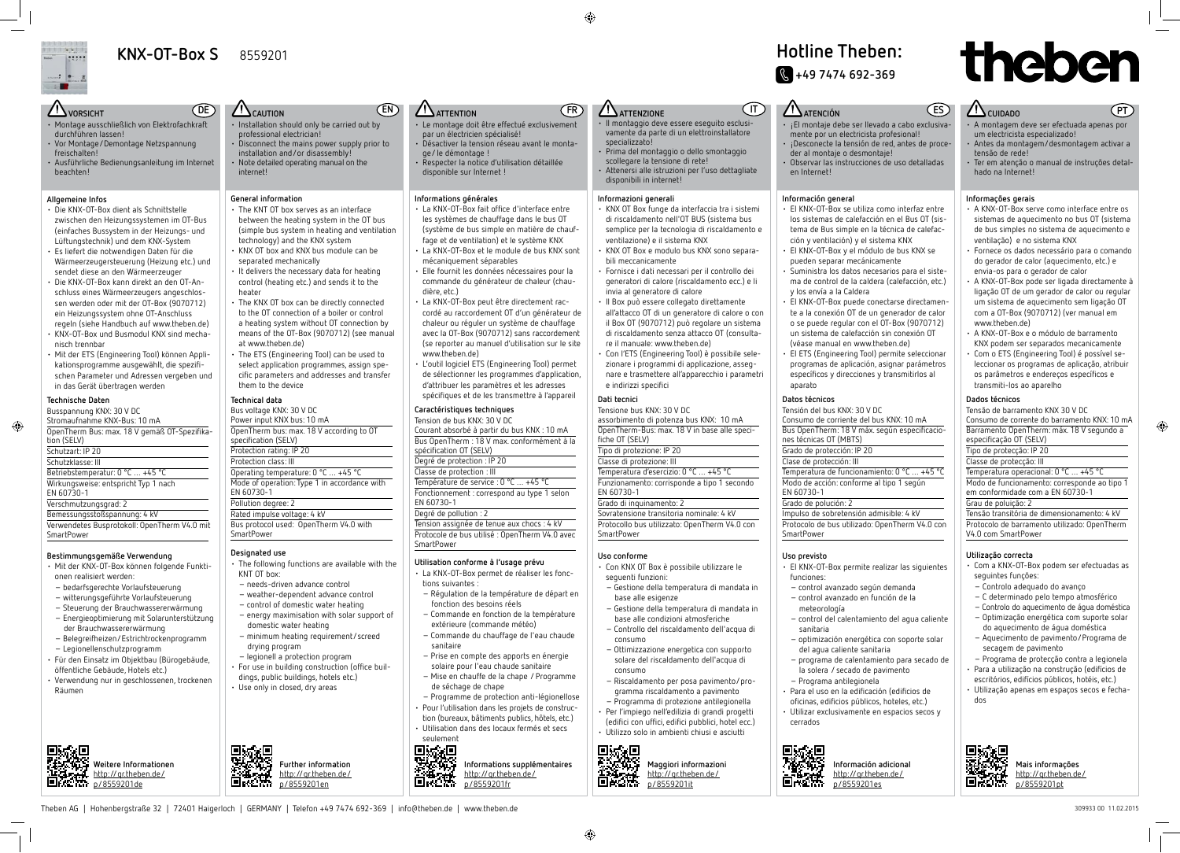# KNX-OT-Box S 8559201

## Hotline Theben:

+49 7474 692-369

theben

## VORSICHT (DE)

- Montage ausschließlich von Elektrofachkraft durchführen lassen!
- Vor Montage/Demontage Netzspannung freischalten!
- Ausführliche Bedienungsanleitung im Internet beachten!

### Allgemeine Infos

- Die KNX-OT-Box dient als Schnittstelle zwischen den Heizungssystemen im OT-Bus (einfaches Bussystem in der Heizungs- und Lüftungstechnik) und dem KNX-System
- Es liefert die notwendigen Daten für die Wärmeerzeugersteuerung (Heizung etc.) und sendet diese an den Wärmeerzeuger
- Die KNX-OT-Box kann direkt an den OT-Anschluss eines Wärmeerzeugers angeschlossen werden oder mit der OT-Box (9070712) ein Heizungssystem ohne OT-Anschluss regeln (siehe Handbuch auf www.theben.de)
- KNX-OT-Box und Busmodul KNX sind mechanisch trennbar
- Mit der ETS (Engineering Tool) können Applikationsprogramme ausgewählt, die spezifischen Parameter und Adressen vergeben und in das Gerät übertragen werden

### Technische Daten

Busspannung KNX: 30 V DC
Stromaufnahme KNX-Bus: 10 mA
OpenTherm Bus: max. 18 V gemäß OT-Spezifikation (SELV)
Schutzart: IP 20
Schutzklasse: III
Betriebstemperatur: 0 °C ... +45 °C
Wirkungsweise: entspricht Typ 1 nach EN 60730-1
Verschmutzungsgrad: 2
Bemessungsstoßspannung: 4 kV
Verwendetes Busprotokoll: OpenTherm V4.0 mit SmartPower

### Bestimmungsgemäße Verwendung

- Mit der KNX-OT-Box können folgende Funktionen realisiert werden:
  - bedarfsgerechte Vorlaufsteuerung
  - witterungsgeführte Vorlaufsteuerung
  - Steuerung der Brauchwassererwärmung
  - Energieoptimierung mit Solarunterstützung der Brauchwassererwärmung
  - Belegreifheizen/Estrichtrockenprogramm
  - Legionellenschutzprogramm
- Für den Einsatz im Objektbau (Bürogebäude, öffentliche Gebäude, Hotels etc.)
- Verwendung nur in geschlossenen, trockenen Räumen

**Weitere Informationen**
http://qr.theben.de/p/8559201de

## CAUTION (EN)

- Installation should only be carried out by professional electrician!
- Disconnect the mains power supply prior to installation and/or disassembly!
- Note detailed operating manual on the internet!

### General information

- The KNT OT box serves as an interface between the heating system in the OT bus (simple bus system in heating and ventilation technology) and the KNX system
- KNX OT box and KNX bus module can be separated mechanically
- It delivers the necessary data for heating control (heating etc.) and sends it to the heater
- The KNX OT box can be directly connected to the OT connection of a boiler or control a heating system without OT connection by means of the OT-Box (9070712) (see manual at www.theben.de)
- The ETS (Engineering Tool) can be used to select application programmes, assign specific parameters and addresses and transfer them to the device

### Technical data

Bus voltage KNX: 30 V DC
Power input KNX bus: 10 mA
OpenTherm bus: max. 18 V according to OT specification (SELV)
Protection rating: IP 20
Protection class: III
Operating temperature: 0 °C ... +45 °C
Mode of operation: Type 1 in accordance with EN 60730-1
Pollution degree: 2
Rated impulse voltage: 4 kV
Bus protocol used: OpenTherm V4.0 with SmartPower

### Designated use

- The following functions are available with the KNT OT box:
  - needs-driven advance control
  - weather-dependent advance control
  - control of domestic water heating
  - energy maximisation with solar support of domestic water heating
  - minimum heating requirement/screed drying program
  - legionell a protection program
- For use in building construction (office buildings, public buildings, hotels etc.)
- Use only in closed, dry areas

**Further information**
http://qr.theben.de/p/8559201en

## ATTENTION (FR)

- Le montage doit être effectué exclusivement par un électricien spécialisé!
- Désactiver la tension réseau avant le montage/le démontage !
- Respecter la notice d'utilisation détaillée disponible sur Internet !

### Informations générales

- La KNX-OT-Box fait office d'interface entre les systèmes de chauffage dans le bus OT (système de bus simple en matière de chauffage et de ventilation) et le système KNX
- La KNX-OT-Box et le module de bus KNX sont mécaniquement séparables
- Elle fournit les données nécessaires pour la commande du générateur de chaleur (chaudière, etc.)
- La KNX-OT-Box peut être directement raccordé au raccordement OT d'un générateur de chaleur ou réguler un système de chauffage avec la OT-Box (9070712) sans raccordement (se reporter au manuel d'utilisation sur le site www.theben.de)
- L'outil logiciel ETS (Engineering Tool) permet de sélectionner les programmes d'application, d'attribuer les paramètres et les adresses spécifiques et de les transmettre à l'appareil

### Caractéristiques techniques

Tension de bus KNX: 30 V DC
Courant absorbé à partir du bus KNX : 10 mA
Bus OpenTherm : 18 V max. conformément à la spécification OT (SELV)
Degré de protection : IP 20
Classe de protection : III
Température de service : 0 °C ... +45 °C
Fonctionnement : correspond au type 1 selon EN 60730-1
Degré de pollution : 2
Tension assignée de tenue aux chocs : 4 kV
Protocole de bus utilisé : OpenTherm V4.0 avec SmartPower

### Utilisation conforme à l'usage prévu

- La KNX-OT-Box permet de réaliser les fonctions suivantes :
  - Régulation de la température de départ en fonction des besoins réels
  - Commande en fonction de la température extérieure (commande météo)
  - Commande du chauffage de l'eau chaude sanitaire
  - Prise en compte des apports en énergie solaire pour l'eau chaude sanitaire
  - Mise en chauffe de la chape / Programme de séchage de chape
  - Programme de protection anti-légionellose
- Pour l'utilisation dans les projets de construction (bureaux, bâtiments publics, hôtels, etc.)
- Utilisation dans des locaux fermés et secs seulement

**Informations supplémentaires**
http://qr.theben.de/p/8559201fr

## ATTENZIONE (IT)

- Il montaggio deve essere eseguito esclusivamente da parte di un elettroinstallatore specializzato!
- Prima del montaggio o dello smontaggio scollegare la tensione di rete!
- Attenersi alle istruzioni per l'uso dettagliate disponibili in internet!

### Informazioni generali

- KNX OT Box funge da interfaccia tra i sistemi di riscaldamento nell'OT BUS (sistema bus semplice per la tecnologia di riscaldamento e ventilazione) e il sistema KNX
- KNX OT Box e modulo bus KNX sono separabili meccanicamente
- Fornisce i dati necessari per il controllo dei generatori di calore (riscaldamento ecc.) e li invia al generatore di calore
- Il Box può essere collegato direttamente all'attacco OT di un generatore di calore o con il Box OT (9070712) può regolare un sistema di riscaldamento senza attacco OT (consultare il manuale: www.theben.de)
- Con l'ETS (Engineering Tool) è possibile selezionare i programmi di applicazione, assegnare e trasmettere all'apparecchio i parametri e indirizzi specifici

### Dati tecnici

Tensione bus KNX: 30 V DC
assorbimento di potenza bus KNX: 10 mA
OpenTherm-Bus: max. 18 V in base alle specifiche OT (SELV)
Tipo di protezione: IP 20
Classe di protezione: III
Temperatura d'esercizio: 0 °C ... +45 °C
Funzionamento: corrisponde a tipo 1 secondo EN 60730-1
Grado di inquinamento: 2
Sovratensione transitoria nominale: 4 kV
Protocollo bus utilizzato: OpenTherm V4.0 con SmartPower

### Uso conforme

- Con KNX OT Box è possibile utilizzare le seguenti funzioni:
  - Gestione della temperatura di mandata in base alle esigenze
  - Gestione della temperatura di mandata in base alle condizioni atmosferiche
  - Controllo del riscaldamento dell'acqua di consumo
  - Ottimizzazione energetica con supporto solare del riscaldamento dell'acqua di consumo
  - Riscaldamento per posa pavimento/programma riscaldamento a pavimento
  - Programma di protezione antilegionella
- Per l'impiego nell'edilizia di grandi progetti (edifici con uffici, edifici pubblici, hotel ecc.)
- Utilizzo solo in ambienti chiusi e asciutti

**Maggiori informazioni**
http://qr.theben.de/p/8559201it

## ATENCIÓN (ES)

- ¡El montaje debe ser llevado a cabo exclusivamente por un electricista profesional!
- ¡Desconecte la tensión de red, antes de proceder al montaje o desmontaje!
- Observar las instrucciones de uso detalladas en Internet!

### Información general

- El KNX-OT-Box se utiliza como interfaz entre los sistemas de calefacción en el Bus OT (sistema de Bus simple en la técnica de calefacción y ventilación) y el sistema KNX
- El KNX-OT-Box y el módulo de bus KNX se pueden separar mecánicamente
- Suministra los datos necesarios para el sistema de control de la caldera (calefacción, etc.) y los envía a la Caldera
- El KNX-OT-Box puede conectarse directamente a la conexión OT de un generador de calor o se puede regular con el OT-Box (9070712) un sistema de calefacción sin conexión OT (véase manual en www.theben.de)
- El ETS (Engineering Tool) permite seleccionar programas de aplicación, asignar parámetros específicos y direcciones y transmitirlos al aparato

### Datos técnicos

Tensión del bus KNX: 30 V DC
Consumo de corriente del bus KNX: 10 mA
Bus OpenTherm: 18 V máx. según especificaciones técnicas OT (MBTS)
Grado de protección: IP 20
Clase de protección: III
Temperatura de funcionamiento: 0 °C ... +45 °C
Modo de acción: conforme al tipo 1 según EN 60730-1
Grado de polución: 2
Impulso de sobretensión admisible: 4 kV
Protocolo de bus utilizado: OpenTherm V4.0 con SmartPower

### Uso previsto

- El KNX-OT-Box permite realizar las siguientes funciones:
  - control avanzado según demanda
  - control avanzado en función de la meteorología
  - control del calentamiento del agua caliente sanitaria
  - optimización energética con soporte solar del agua caliente sanitaria
  - programa de calentamiento para secado de la solera / secado de pavimento
  - Programa antilegionela
- Para el uso en la edificación (edificios de oficinas, edificios públicos, hoteles, etc.)
- Utilizar exclusivamente en espacios secos y cerrados

**Información adicional**
http://qr.theben.de/p/8559201es

## CUIDADO (PT)

- A montagem deve ser efectuada apenas por um electricista especializado!
- Antes da montagem/desmontagem activar a tensão de rede!
- Ter em atenção o manual de instruções detalhado na Internet!

### Informações gerais

- A KNX-OT-Box serve como interface entre os sistemas de aquecimento no bus OT (sistema de bus simples no sistema de aquecimento e ventilação) e no sistema KNX
- Fornece os dados necessário para o comando do gerador de calor (aquecimento, etc.) e envia-os para o gerador de calor
- A KNX-OT-Box pode ser ligada directamente à ligação OT de um gerador de calor ou regular um sistema de aquecimento sem ligação OT com a OT-Box (9070712) (ver manual em www.theben.de)
- A KNX-OT-Box e o módulo de barramento KNX podem ser separados mecanicamente
- Com o ETS (Engineering Tool) é possível seleccionar os programas de aplicação, atribuir os parâmetros e endereços específicos e transmiti-los ao aparelho

### Dados técnicos

Tensão de barramento KNX 30 V DC
Consumo de corrente do barramento KNX: 10 mA
Barramento OpenTherm: máx. 18 V segundo a especificação OT (SELV)
Tipo de protecção: IP 20
Classe de protecção: III
Temperatura operacional: 0 °C ... +45 °C
Modo de funcionamento: corresponde ao tipo 1 em conformidade com a EN 60730-1
Grau de poluição: 2
Tensão transitória de dimensionamento: 4 kV
Protocolo de barramento utilizado: OpenTherm V4.0 com SmartPower

### Utilização correcta

- Com a KNX-OT-Box podem ser efectuadas as seguintes funções:
  - Controlo adequado do avanço
  - C determinado pelo tempo atmosférico
  - Controlo do aquecimento de água doméstica
  - Optimização energética com suporte solar do aquecimento de água doméstica
  - Aquecimento de pavimento/Programa de secagem de pavimento
  - Programa de protecção contra a legionela
- Para a utilização na construção (edifícios de escritórios, edifícios públicos, hotéis, etc.)
- Utilização apenas em espaços secos e fechados

**Mais informações**
http://qr.theben.de/p/8559201pt

Theben AG | Hohenbergstraße 32 | 72401 Haigerloch | GERMANY | Telefon +49 7474 692-369 | info@theben.de | www.theben.de

309933 00 11.02.2015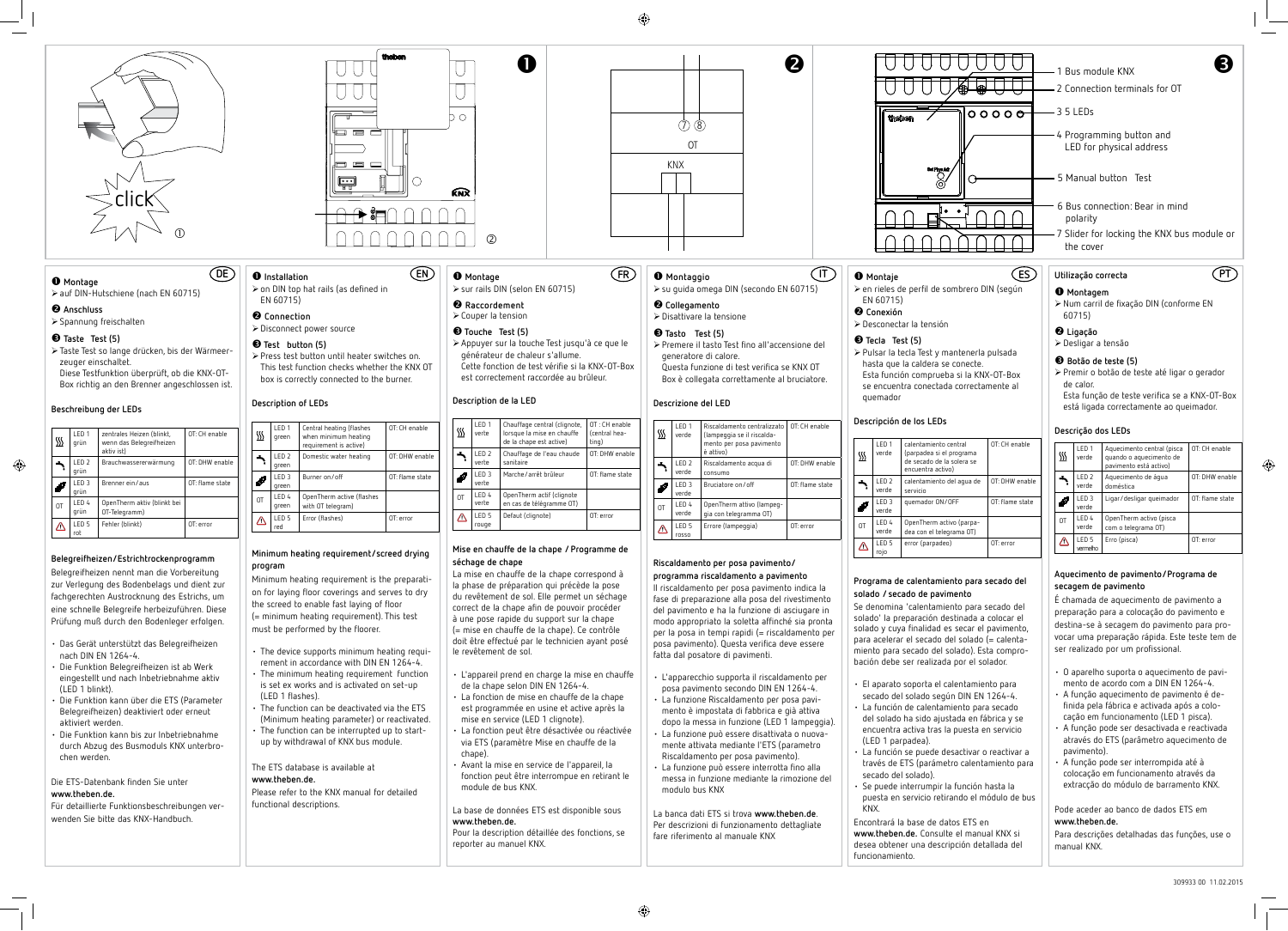click

①

theben

KNX

②

❶

❷

⑦ ⑧

OT

KNX

theben

❸

1 Bus module KNX

2 Connection terminals for OT

3 5 LEDs

4 Programming button and LED for physical address

5 Manual button Test

6 Bus connection: Bear in mind polarity

7 Slider for locking the KNX bus module or the cover

DE

### ❶ Montage

➢ auf DIN-Hutschiene (nach EN 60715)

### ❷ Anschluss

➢ Spannung freischalten

### ❸ Taste Test (5)

➢ Taste Test so lange drücken, bis der Wärmeerzeuger einschaltet.
Diese Testfunktion überprüft, ob die KNX-OT-Box richtig an den Brenner angeschlossen ist.

### Beschreibung der LEDs

| | | | |
|---|---|---|---|
| ♨ | LED 1 grün | zentrales Heizen (blinkt, wenn das Belegreifheizen aktiv ist) | OT: CH enable |
| | LED 2 grün | Brauchwassererwärmung | OT: DHW enable |
| | LED 3 grün | Brenner ein/aus | OT: flame state |
| OT | LED 4 grün | OpenTherm aktiv (blinkt bei OT-Telegramm) | |
| ⚠ | LED 5 rot | Fehler (blinkt) | OT: error |

### Belegreifheizen/Estrichtrockenprogramm

Belegreifheizen nennt man die Vorbereitung zur Verlegung des Bodenbelags und dient zur fachgerechten Austrocknung des Estrichs, um eine schnelle Belegreife herbeizuführen. Diese Prüfung muß durch den Bodenleger erfolgen.

- Das Gerät unterstützt das Belegreifheizen nach DIN EN 1264-4.
- Die Funktion Belegreifheizen ist ab Werk eingestellt und nach Inbetriebnahme aktiv (LED 1 blinkt).
- Die Funktion kann über die ETS (Parameter Belegreifheizen) deaktiviert oder erneut aktiviert werden.
- Die Funktion kann bis zur Inbetriebnahme durch Abzug des Busmoduls KNX unterbrochen werden.

Die ETS-Datenbank finden Sie unter **www.theben.de.**
Für detaillierte Funktionsbeschreibungen verwenden Sie bitte das KNX-Handbuch.

EN

### ❶ Installation

➢ on DIN top hat rails (as defined in EN 60715)

### ❷ Connection

➢ Disconnect power source

### ❸ Test button (5)

➢ Press test button until heater switches on. This test function checks whether the KNX OT box is correctly connected to the burner.

### Description of LEDs

| | | | |
|---|---|---|---|
| ♨ | LED 1 green | Central heating (flashes when minimum heating requirement is active) | OT: CH enable |
| | LED 2 green | Domestic water heating | OT: DHW enable |
| | LED 3 green | Burner on/off | OT: flame state |
| OT | LED 4 green | OpenTherm active (flashes with OT telegram) | |
| ⚠ | LED 5 red | Error (flashes) | OT: error |

### Minimum heating requirement/screed drying program

Minimum heating requirement is the preparation for laying floor coverings and serves to dry the screed to enable fast laying of floor (= minimum heating requirement). This test must be performed by the floorer.

- The device supports minimum heating requirement in accordance with DIN EN 1264-4.
- The minimum heating requirement function is set ex works and is activated on set-up (LED 1 flashes).
- The function can be deactivated via the ETS (Minimum heating parameter) or reactivated.
- The function can be interrupted up to start-up by withdrawal of KNX bus module.

The ETS database is available at **www.theben.de.**
Please refer to the KNX manual for detailed functional descriptions.

FR

### ❶ Montage

➢ sur rails DIN (selon EN 60715)

### ❷ Raccordement

➢ Couper la tension

### ❸ Touche Test (5)

➢ Appuyer sur la touche Test jusqu'à ce que le générateur de chaleur s'allume.
Cette fonction de test vérifie si la KNX-OT-Box est correctement raccordée au brûleur.

### Description de la LED

| | | | |
|---|---|---|---|
| ♨ | LED 1 verte | Chauffage central (clignote, lorsque la mise en chauffe de la chape est active) | OT : CH enable (central heating) |
| | LED 2 verte | Chauffage de l'eau chaude sanitaire | OT: DHW enable |
| | LED 3 verte | Marche/arrêt brûleur | OT: flame state |
| OT | LED 4 verte | OpenTherm actif (clignote en cas de télégramme OT) | |
| ⚠ | LED 5 rouge | Defaut (clignote) | OT: error |

### Mise en chauffe de la chape / Programme de séchage de chape

La mise en chauffe de la chape correspond à la phase de préparation qui précède la pose du revêtement de sol. Elle permet un séchage correct de la chape afin de pouvoir procéder à une pose rapide du support sur la chape (= mise en chauffe de la chape). Ce contrôle doit être effectué par le technicien ayant posé le revêtement de sol.

- L'appareil prend en charge la mise en chauffe de la chape selon DIN EN 1264-4.
- La fonction de mise en chauffe de la chape est programmée en usine et active après la mise en service (LED 1 clignote).
- La fonction peut être désactivée ou réactivée via ETS (paramètre Mise en chauffe de la chape).
- Avant la mise en service de l'appareil, la fonction peut être interrompue en retirant le module de bus KNX.

La base de données ETS est disponible sous **www.theben.de.**
Pour la description détaillée des fonctions, se reporter au manuel KNX.

IT

### ❶ Montaggio

➢ su guida omega DIN (secondo EN 60715)

### ❷ Collegamento

➢ Disattivare la tensione

### ❸ Tasto Test (5)

➢ Premere il tasto Test fino all'accensione del generatore di calore.
Questa funzione di test verifica se KNX OT Box è collegata correttamente al bruciatore.

### Descrizione del LED

| | | | |
|---|---|---|---|
| ♨ | LED 1 verde | Riscaldamento centralizzato (lampeggia se il riscaldamento per posa pavimento è attivo) | OT: CH enable |
| | LED 2 verde | Riscaldamento acqua di consumo | OT: DHW enable |
| | LED 3 verde | Bruciatore on/off | OT: flame state |
| OT | LED 4 verde | OpenTherm attivo (lampeggia con telegramma OT) | |
| ⚠ | LED 5 rosso | Errore (lampeggia) | OT: error |

### Riscaldamento per posa pavimento/ programma riscaldamento a pavimento

Il riscaldamento per posa pavimento indica la fase di preparazione alla posa del rivestimento del pavimento e ha la funzione di asciugare in modo appropriato la soletta affinché sia pronta per la posa in tempi rapidi (= riscaldamento per posa pavimento). Questa verifica deve essere fatta dal posatore di pavimenti.

- L'apparecchio supporta il riscaldamento per posa pavimento secondo DIN EN 1264-4.
- La funzione Riscaldamento per posa pavimento è impostata di fabbrica e già attiva dopo la messa in funzione (LED 1 lampeggia).
- La funzione può essere disattivata o nuovamente attivata mediante l'ETS (parametro Riscaldamento per posa pavimento).
- La funzione può essere interrotta fino alla messa in funzione mediante la rimozione del modulo bus KNX

La banca dati ETS si trova **www.theben.de**.
Per descrizioni di funzionamento dettagliate fare riferimento al manuale KNX

ES

### ❶ Montaje

➢ en rieles de perfil de sombrero DIN (según EN 60715)

### ❷ Conexión

➢ Desconectar la tensión

### ❸ Tecla Test (5)

➢ Pulsar la tecla Test y mantenerla pulsada hasta que la caldera se conecte.
Esta función comprueba si la KNX-OT-Box se encuentra conectada correctamente al quemador

### Descripción de los LEDs

| | | | |
|---|---|---|---|
| ♨ | LED 1 verde | calentamiento central (parpadea si el programa de secado de la solera se encuentra activo) | OT: CH enable |
| | LED 2 verde | calentamiento del agua de servicio | OT: DHW enable |
| | LED 3 verde | quemador ON/OFF | OT: flame state |
| OT | LED 4 verde | OpenTherm activo (parpadea con el telegrama OT) | |
| ⚠ | LED 5 rojo | error (parpadeo) | OT: error |

### Programa de calentamiento para secado del solado / secado de pavimento

Se denomina 'calentamiento para secado del solado' la preparación destinada a colocar el solado y cuya finalidad es secar el pavimento, para acelerar el secado del solado (= calentamiento para secado del solado). Esta comprobación debe ser realizada por el solador.

- El aparato soporta el calentamiento para secado del solado según DIN EN 1264-4.
- La función de calentamiento para secado del solado ha sido ajustada en fábrica y se encuentra activa tras la puesta en servicio (LED 1 parpadea).
- La función se puede desactivar o reactivar a través de ETS (parámetro calentamiento para secado del solado).
- Se puede interrumpir la función hasta la puesta en servicio retirando el módulo de bus KNX.

Encontrará la base de datos ETS en **www.theben.de.** Consulte el manual KNX si desea obtener una descripción detallada del funcionamiento.

PT

### Utilização correcta

### ❶ Montagem

➢ Num carril de fixação DIN (conforme EN 60715)

### ❷ Ligação

➢ Desligar a tensão

### ❸ Botão de teste (5)

➢ Premir o botão de teste até ligar o gerador de calor.
Esta função de teste verifica se a KNX-OT-Box está ligada correctamente ao queimador.

### Descrição dos LEDs

| | | | |
|---|---|---|---|
| ♨ | LED 1 verde | Aquecimento central (pisca quando o aquecimento de pavimento está activo) | OT: CH enable |
| | LED 2 verde | Aquecimento de água doméstica | OT: DHW enable |
| | LED 3 verde | Ligar/desligar queimador | OT: flame state |
| OT | LED 4 verde | OpenTherm activo (pisca com o telegrama OT) | |
| ⚠ | LED 5 vermelho | Erro (pisca) | OT: error |

### Aquecimento de pavimento/Programa de secagem de pavimento

É chamada de aquecimento de pavimento a preparação para a colocação do pavimento e destina-se à secagem do pavimento para provocar uma preparação rápida. Este teste tem de ser realizado por um profissional.

- O aparelho suporta o aquecimento de pavimento de acordo com a DIN EN 1264-4.
- A função aquecimento de pavimento é definida pela fábrica e activada após a colocação em funcionamento (LED 1 pisca).
- A função pode ser desactivada e reactivada através do ETS (parâmetro aquecimento de pavimento).
- A função pode ser interrompida até à colocação em funcionamento através da extracção do módulo de barramento KNX.

Pode aceder ao banco de dados ETS em **www.theben.de.**
Para descrições detalhadas das funções, use o manual KNX.

309933 00 11.02.2015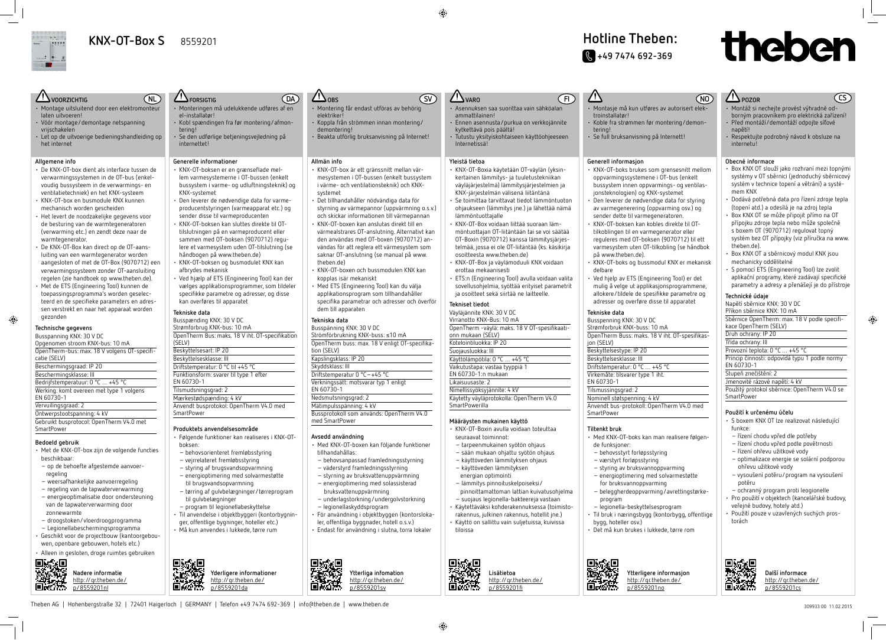# KNX-OT-Box S 8559201

**Hotline Theben:**
+49 7474 692-369

theben

## VOORZICHTIG (NL)

- Montage uitsluitend door een elektromonteur laten uitvoeren!
- Vóór montage/demontage netspanning vrijschakelen
- Let op de uitvoerige bedieningshandleiding op het internet

### Allgemene info

- De KNX-OT-box dient als interface tussen de verwarmingssystemen in de OT-bus (enkelvoudig bussysteem in de verwarmings- en ventilatietechniek) en het KNX-systeem
- KNX-OT-box en busmodule KNX kunnen mechanisch worden gescheiden
- Het levert de noodzakelijke gegevens voor de besturing van de warmtegeneratoren (verwarming etc.) en zendt deze naar de warmtegenerator.
- De KNX-OT-Box kan direct op de OT-aansluiting van een warmtegenerator worden aangesloten of met de OT-Box (9070712) een verwarmingssysteem zonder OT-aansluiting regelen (zie handboek op www.theben.de).
- Met de ETS (Engineering Tool) kunnen de toepassingsprogramma's worden geselecteerd en de specifieke parameters en adressen verstrekt en naar het apparaat worden gezonden

### Technische gegevens

Busspanning KNX: 30 V DC
Opgenomen stroom KNX-bus: 10 mA

| | |
|---|---|
| OpenTherm-bus: max. 18 V volgens OT-specificatie (SELV) | |
| Beschermingsgraad: IP 20 | |
| Beschermingsklasse: III | |
| Bedrijfstemperatuur: 0 °C ... +45 °C | |
| Werking: komt overeen met type 1 volgens EN 60730-1 | |
| Vervuilingsgraad: 2 | |
| Ontwerpstootspanning: 4 kV | |
| Gebruikt busprotocol: OpenTherm V4.0 met SmartPower | |

### Bedoeld gebruik

- Met de KNX-OT-box zijn de volgende functies beschikbaar:
  - op de behoefte afgestemde aanvoerregeling
  - weersafhankelijke aanvoerregeling
  - regeling van de tapwaterverwarming
  - energieoptimalisatie door ondersteuning van de tapwaterverwarming door zonnewarmte
  - droogstoken/vloerdroogprogramma
  - Legionellabeschermingsprogramma
- Geschikt voor de projectbouw (kantoorgebouwen, openbare gebouwen, hotels etc.)
- Alleen in gesloten, droge ruimtes gebruiken

**Nadere informatie**
http://qr.theben.de/p/8559201nl

## FORSIGTIG (DA)

- Monteringen må udelukkende udføres af en el-installatør!
- Kobl spændingen fra før montering/afmontering!
- Se den udførlige betjeningsvejledning på internettet!

### Generelle informationer

- KNX-OT-boksen er en grænseflade mellem varmesystemerne i OT-bussen (enkelt bussystem i varme- og udluftningsteknik) og KNX-systemet
- Den leverer de nødvendige data for varmeproducentstyringen (varmeapparat etc.) og sender disse til varmeproducenten
- KNX-OT-boksen kan sluttes direkte til OT-tilslutningen på en varmeproducent eller sammen med OT-boksen (9070712) regulere et varmesystem uden OT-tilslutning (se håndbogen på www.theben.de)
- KNX-OT-boksen og busmodulet KNX kan afbrydes mekanisk
- Ved hjælp af ETS (Engineering Tool) kan der vælges applikationsprogrammer, som tildeler specifikke parametre og adresser, og disse kan overføres til apparatet

### Tekniske data

Busspænding KNX: 30 V DC
Strømforbrug KNX-bus: 10 mA

| | |
|---|---|
| OpenTherm Bus: maks. 18 V iht. OT-specifikation (SELV) | |
| Beskyttelsesart: IP 20 | |
| Beskyttelsesklasse: III | |
| Driftstemperatur: 0 °C til +45 °C | |
| Funktionsform: svarer til type 1 efter EN 60730-1 | |
| Tilsmudsningsgrad: 2 | |
| Mærkestødspænding: 4 kV | |
| Anvendt busprotokol: OpenTherm V4.0 med SmartPower | |

### Produktets anvendelsesområde

- Følgende funktioner kan realiseres i KNX-OT-boksen:
  - behovsorienteret fremløbsstyring
  - vejrrelateret fremløbsstyring
  - styring af brugsvandsopvarmning
  - energioptimering med solvarmestøtte til brugsvandsopvarmning
  - tørring af gulvbelægninger/tørreprogram til gulvbelægninger
  - program til legionellabeskyttelse
- Til anvendelse i objektbyggeri (kontorbygninger, offentlige bygninger, hoteller etc.)
- Må kun anvendes i lukkede, tørre rum

**Yderligere informationer**
http://qr.theben.de/p/8559201da

## OBS (SV)

- Montering får endast utföras av behörig elektriker!
- Koppla från strömmen innan montering/demontering!
- Beakta utförlig bruksanvisning på Internet!

### Allmän info

- KNX-OT-box är ett gränssnitt mellan värmesystemen i OT-bussen (enkelt bussystem i värme- och ventilationsteknik) och KNX-systemet
- Det tillhandahåller nödvändiga data för styrning av värmepannor (uppvärmning o.s.v.) och skickar informationen till värmepannan
- KNX-OT-boxen kan anslutas direkt till en värmealstrares OT-anslutning. Alternativt kan den användas med OT-boxen (9070712) användas för att reglera ett värmesystem som saknar OT-anslutning (se manual på www.theben.de)
- KNX-OT-boxen och bussmodulen KNX kan kopplas isär mekaniskt
- Med ETS (Engineering Tool) kan du välja applikationsprogram som tillhandahåller specifika parametrar och adresser och överför dem till apparaten

### Tekniska data

Busspänning KNX: 30 V DC
Strömförbrukning KNX-buss: ≤10 mA

| | |
|---|---|
| OpenTherm buss: max. 18 V enligt OT-specifikation (SELV) | |
| Kapslingsklass: IP 20 | |
| Skyddsklass: III | |
| Driftstemperatur 0 °C−+45 °C | |
| Verkningssätt: motsvarar typ 1 enligt EN 60730-1 | |
| Nedsmutsningsgrad: 2 | |
| Mätimpulsspänning: 4 kV | |
| Bussprotokoll som används: OpenTherm V4.0 med SmartPower | |

### Avsedd användning

- Med KNX-OT-boxen kan följande funktioner tillhandahållas:
  - behovsanpassad framledningsstyrning
  - väderstyrd framledningsstyrning
  - styrning av bruksvattenuppvärmning
  - energioptimering med solassisterad bruksvattenuppvärmning
  - underlagstorkning/undergolvstorkning
  - legionellaskyddsprogram
- För användning i objektbyggen (kontorslokaler, offentliga byggnader, hotell o.s.v.)
- Endast för användning i slutna, torra lokaler

**Ytterliga infomation**
http://qr.theben.de/p/8559201sv

## VARO (FI)

- Asennuksen saa suorittaa vain sähköalan ammattilainen!
- Ennen asennusta/purkua on verkkojännite kytkettävä pois päältä!
- Tutustu yksityiskohtaiseen käyttöohjeeseen Internetissä!

### Yleistä tietoa

- KNX-OT-Boxia käytetään OT-väylän (yksinkertainen lämmitys- ja tuuletustekniikan väyläjärjestelmä) lämmitysjärjestelmien ja KNX-järjestelmän välisenä liitäntänä
- Se toimittaa tarvittavat tiedot lämmöntuoton ohjaukseen (lämmitys jne.) ja lähettää nämä lämmöntuottajalle
- KNX-OT-Box voidaan liittää suoraan lämmöntuottajan OT-liitäntään tai se voi säätää OT-Boxin (9070712) kanssa lämmitysjärjestelmää, jossa ei ole OT-liitäntää (ks. käsikirja osoitteesta www.theben.de)
- KNX-OT-Box ja väylämoduuli KNX voidaan erottaa mekaanisesti
- ETS:n (Engineering Tool) avulla voidaan valita sovellusohjelmia, syöttää erityiset parametrit ja osoitteet sekä siirtää ne laitteelle.

### Tekniset tiedot

Väyläjännite KNX: 30 V DC
Virranotto KNX-Bus: 10 mA

| | |
|---|---|
| OpenTherm -väylä: maks. 18 V OT-spesifikaation mukaan (SELV) | |
| Kotelointiluokka: IP 20 | |
| Suojausluokka: III | |
| Käyttölämpötila: 0 °C ... +45 °C | |
| Vaikutustapa: vastaa tyyppiä 1 EN 60730-1:n mukaan | |
| Likaisuusaste: 2 | |
| Nimellissyöksyjännite: 4 kV | |
| Käytetty väyläprotokolla: OpenTherm V4.0 SmartPowerilla | |

### Määräysten mukainen käyttö

- KNX-OT-Boxin avulla voidaan toteuttaa seuraavat toiminnot:
  - tarpeenmukainen syötön ohjaus
  - sään mukaan ohjattu syötön ohjaus
  - käyttöveden lämmityksen ohjaus
  - käyttöveden lämmityksen energian optimointi
  - lämmitys pinnoituskelpoiseksi/pinnoittamattoman lattian kuivatusohjelma
  - suojaus legionella-bakteereja vastaan
- Käytettäväksi kohderakennuksessa (toimistorakennus, julkinen rakennus, hotellit jne.)
- Käyttö on sallittu vain suljetuissa, kuivissa tiloissa

**Lisätietoa**
http://qr.theben.de/p/8559201fi

## (NO)

- Montasje må kun utføres av autorisert elektroinstallatør!
- Koble fra strømmen før montering/demontering!
- Se full bruksanvisning på Internett!

### Generell informasjon

- KNX-OT-boks brukes som grensesnitt mellom oppvarmingssystemene i OT-buss (enkelt bussystem innen oppvarmings- og ventilasjonsteknologien) og KNX-systemet
- Den leverer de nødvendige data for styring av varmegenerering (oppvarming osv.) og sender dette til varmegeneratoren.
- KNX-OT-boksen kan kobles direkte til OT-tilkoblingen til en varmegenerator eller reguleres med OT-boksen (9070712) til ett varmesystem uten OT-tilkobling (se håndbok på www.theben.de).
- KNX-OT-boks og bussmodul KNX er mekanisk delbare
- Ved hjelp av ETS (Engineering Tool) er det mulig å velge ut applikasjonsprogrammene, allokere/tildele de spesifikke parametre og adresser og overføre disse til apparatet

### Tekniske data

Busspenning KNX: 30 V DC
Strømforbruk KNX-buss: 10 mA

| | |
|---|---|
| OpenTherm Buss: maks. 18 V iht. OT-spesifikasjon (SELV) | |
| Beskyttelsestype: IP 20 | |
| Beskyttelsesklasse: III | |
| Driftstemperatur: 0 °C ... +45 °C | |
| Virkemåte: tilsvarer type 1 iht. EN 60730-1 | |
| Tilsmussingsgrad: 2 | |
| Nominell støtspenning: 4 kV | |
| Anvendt bus-protokoll: OpenTherm V4.0 med SmartPower | |

### Tiltenkt bruk

- Med KNX-OT-boks kan man realisere følgende funksjoner:
  - behovsstyrt forløpsstyring
  - værstyrt forløpsstyring
  - styring av bruksvannoppvarming
  - energioptimering med solvarmestøtte for bruksvannoppvarming
  - belegghertleoppvarming/avrettingstørkeprogram
  - legionella-beskyttelsesprogram
- Til bruk i næringsbygg (kontorbygg, offentlige bygg, hoteller osv.)
- Det må kun brukes i lukkede, tørre rom

**Ytterligere informasjon**
http://qr.theben.de/p/8559201no

## POZOR (CS)

- Montáž si nechejte provést výhradně odborným pracovníkem pro elektrická zařízení!
- Před montáží/demontáží odpojte síťové napětí!
- Respektujte podrobný návod k obsluze na internetu!

### Obecné informace

- Box KNX OT slouží jako rozhraní mezi topnými systémy v OT sběrnici (jednoduchý sběrnicový systém v technice topení a větrání) a systémem KNX
- Dodává potřebná data pro řízení zdroje tepla (topení atd.) a odesílá je na zdroj tepla
- Box KNX OT se může připojit přímo na OT přípojku zdroje tepla nebo může společně s boxem OT (9070712) regulovat topný systém bez OT přípojky (viz příručka na www.theben.de).
- Box KNX OT a sběrnicový modul KNX jsou mechanicky oddělitelné
- S pomocí ETS (Engineering Tool) lze zvolit aplikační programy, které zadávají specifické parametry a adresy a přenášejí je do přístroje

### Technické údaje

Napětí sběrnice KNX: 30 V DC
Příkon sběrnice KNX: 10 mA

| | |
|---|---|
| Sběrnice OpenTherm: max. 18 V podle specifikace OpenTherm (SELV) | |
| Druh ochrany: IP 20 | |
| Třída ochrany: III | |
| Provozní teplota: 0 °C ... +45 °C | |
| Princip činnosti: odpovídá typu 1 podle normy EN 60730-1 | |
| Stupeň znečištění: 2 | |
| Jmenovité rázové napětí: 4 kV | |
| Použitý protokol sběrnice: OpenTherm V4.0 se SmartPower | |

### Použití k určenému účelu

- S boxem KNX OT lze realizovat následující funkce:
  - řízení chodu vpřed dle potřeby
  - řízení chodu vpřed podle povětrnosti
  - řízení ohřevu užitkové vody
  - optimalizace energie se solární podporou ohřevu užitkové vody
  - vysoušení potěru/program na vysoušení potěru
  - ochranný program proti leogionelle
- Pro použití v objektech (kancelářské budovy, veřejné budovy, hotely atd.)
- Použití pouze v uzavřených suchých prostorách

**Další informace**
http://qr.theben.de/p/8559201cs

Theben AG | Hohenbergstraße 32 | 72401 Haigerloch | GERMANY | Telefon +49 7474 692-369 | info@theben.de | www.theben.de

309933 00 11.02.2015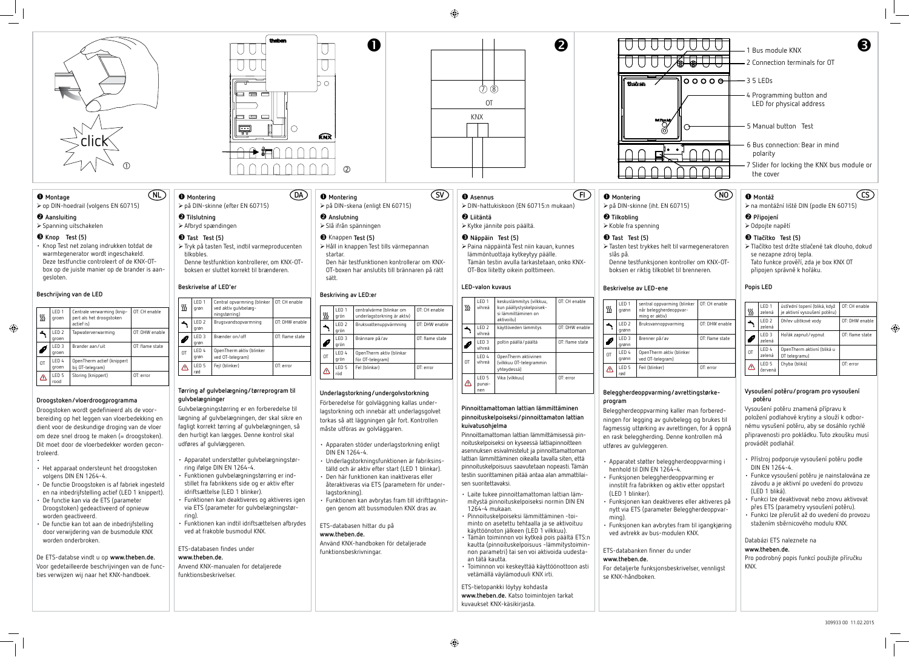click

①

②

7 8

OT

KNX

1 Bus module KNX

2 Connection terminals for OT

3 5 LEDs

4 Programming button and LED for physical address

5 Manual button Test

6 Bus connection: Bear in mind polarity

7 Slider for locking the KNX bus module or the cover

## NL

### ❶ Montage

➢ op DIN-hoedrail (volgens EN 60715)

### ❷ Aansluiting

➢ Spanning uitschakelen

### ❸ Knop Test (5)

- Knop Test net zolang indrukken totdat de warmtegenerator wordt ingeschakeld. Deze testfunctie controleert of de KNX-OT-box op de juiste manier op de brander is aangesloten.

### Beschrijving van de LED

| | | | |
|---|---|---|---|
| ∭ | LED 1 groen | Centrale verwarming (knippert als het droogstoken actief is) | OT: CH enable |
| | LED 2 groen | Tapwaterverwarming | OT: DHW enable |
| | LED 3 groen | Brander aan/uit | OT: flame state |
| OT | LED 4 groen | OpenTherm actief (knippert bij OT-telegram) | |
| ⚠ | LED 5 rood | Storing (knippert) | OT: error |

### Droogstoken/vloerdroogprogramma

Droogstoken wordt gedefinieerd als de voorbereiding op het leggen van vloerbedekking en dient voor de deskundige droging van de vloer om deze snel droog te maken (= droogstoken). Dit moet door de vloerbedekker worden gecontroleerd.

- Het apparaat ondersteunt het droogstoken volgens DIN EN 1264-4.
- De functie Droogstoken is af fabriek ingesteld en na inbedrijfstelling actief (LED 1 knippert).
- De functie kan via de ETS (parameter Droogstoken) gedeactiveerd of opnieuw worden geactiveerd.
- De functie kan tot aan de inbedrijfstelling door verwijdering van de busmodule KNX worden onderbroken.

De ETS-databse vindt u op **www.theben.de.**
Voor gedetailleerde beschrijvingen van de functies verwijzen wij naar het KNX-handboek.

## DA

### ❶ Montering

➢ på DIN-skinne (efter EN 60715)

### ❷ Tilslutning

➢ Afbryd spændingen

### ❸ Tast Test (5)

➢ Tryk på tasten Test, indtil varmeproducenten tilkobles.
Denne testfunktion kontrollerer, om KNX-OT-boksen er sluttet korrekt til brænderen.

### Beskrivelse af LED'er

| | | | |
|---|---|---|---|
| ∭ | LED 1 grøn | Central opvarmning (blinker ved aktiv gulvbelægningstørring) | OT: CH enable |
| | LED 2 grøn | Brugsvandsopvarmning | OT: DHW enable |
| | LED 3 grøn | Brænder on/off | OT: flame state |
| OT | LED 4 grøn | OpenTherm aktiv (blinker ved OT-telegram) | |
| ⚠ | LED 5 rød | Fejl (blinker) | OT: error |

### Tørring af gulvbelægning/tørreprogram til gulvbelægninger

Gulvbelægningstørring er en forberedelse til lægning af gulvbelægningen, der skal sikre en fagligt korrekt tørring af gulvbelægningen, så den hurtigt kan lægges. Denne kontrol skal udføres af gulvlæggeren.

- Apparatet understøtter gulvbelægningstørring ifølge DIN EN 1264-4.
- Funktionen gulvbelægningstørring er indstillet fra fabrikkens side og er aktiv efter idriftsættelse (LED 1 blinker).
- Funktionen kan deaktiveres og aktiveres igen via ETS (parameter for gulvbelægningstørring).
- Funktionen kan indtil idriftsættelsen afbrydes ved at frakoble busmodul KNX.

ETS-databasen findes under
**www.theben.de.**
Anvend KNX-manualen for detaljerede funktionsbeskrivelser.

## SV

### ❶ Montering

➢ på DIN-skena (enligt EN 60715)

### ❷ Anslutning

➢ Slå ifrån spänningen

### ❸ Knappen Test (5)

➢ Håll in knappen Test tills värmepannan startar.
Den här testfunktionen kontrollerar om KNX-OT-boxen har anslutits till brännaren på rätt sätt.

### Beskriving av LED:er

| | | | |
|---|---|---|---|
| ∭ | LED 1 grön | centralvärme (blinkar om underlagstorkning är aktiv) | OT: CH enable |
| | LED 2 grön | Bruksvattenuppvärmning | OT: DHW enable |
| | LED 3 grön | Brännare på/av | OT: flame state |
| OT | LED 4 grön | OpenTherm aktiv (blinkar för OT-telegram) | |
| ⚠ | LED 5 röd | Fel (blinkar) | OT: error |

### Underlagstorkning/undergolvstorkning

Förberedelse för golvläggning kallas underlagstorkning och innebär att underlagsgolvet torkas så att läggningen går fort. Kontrollen måste utföras av golvläggaren.

- Apparaten stöder underlagstorkning enligt DIN EN 1264-4.
- Underlagstorkningsfunktionen är fabriksinställd och är aktiv efter start (LED 1 blinkar).
- Den här funktionen kan inaktiveras eller återaktiveras via ETS (parametern för underlagstorkning).
- Funktionen kan avbrytas fram till idrifttagningen genom att busmodulen KNX dras av.

ETS-databasen hittar du på
**www.theben.de.**
Använd KNX-handboken för detaljerade funktionsbeskrivningar.

## FI

### ❶ Asennus

➢ DIN-hattukiskoon (EN 60715:n mukaan)

### ❷ Liitäntä

➢ Kytke jännite pois päältä.

### ❸ Näppäin Test (5)

➢ Paina näppäintä Test niin kauan, kunnes lämmöntuottaja kytkeytyy päälle.
Tämän testin avulla tarkastetaan, onko KNX-OT-Box liitetty oikein polttimeen.

### LED-valon kuvaus

| | | | |
|---|---|---|---|
| ∭ | LED 1 vihreä | keskuslämmitys (vilkkuu, kun päällystyskelpoiseksi lämmittäminen on aktivoitu) | OT: CH enable |
| | LED 2 vihreä | käyttöveden lämmitys | OT: DHW enable |
| | LED 3 vihreä | poltin päällä/päältä | OT: flame state |
| OT | LED 4 vihreä | OpenTherm aktiivinen (vilkkuu OT-telegrammin yhteydessä) | |
| ⚠ | LED 5 punainen | Vika (vilkkuu) | OT: error |

### Pinnoittamattoman lattian lämmittäminen pinnoituskelpoiseksi/pinnoittamaton lattian kuivatusohjelma

Pinnoittamattoman lattian lämmittämisessä pinnoituskelpoiseksi on kyseessä lattiapinnoitteen asennuksen esivalmistelut ja pinnoittamattoman lattian lämmittäminen oikealla tavalla siten, että pinnoituskelpoisuus saavutetaan nopeasti. Tämän testin suorittaminen pitää antaa alan ammattilaisen suoritettavaksi.

- Laite tukee pinnoittamattoman lattian lämmitystä pinnoituskelpoiseksi normin DIN EN 1264-4 mukaan.
- Pinnoituskelpoiseksi lämmittäminen -toiminto on asetettu tehtaalla ja se aktivoituu käyttöönoton jälkeen (LED 1 vilkkuu).
- Tämän toiminnon voi kytkeä pois päältä ETS:n kautta (pinnoituskelpoisuus -lämmitystoiminnon parametri) tai sen voi aktivoida uudestaan tätä kautta.
- Toiminnon voi keskeyttää käyttöönottoon asti vetämällä väylämoduuli KNX irti.

ETS-tietopankki löytyy kohdasta
**www.theben.de.** Katso toimintojen tarkat kuvaukset KNX-käsikirjasta.

## NO

### ❶ Montering

➢ på DIN-skinne (iht. EN 60715)

### ❷ Tilkobling

➢ Koble fra spenning

### ❸ Tast Test (5)

➢ Tasten test trykkes helt til varmegeneratoren slås på.
Denne testfunksjonen kontroller om KNX-OT-boksen er riktig tilkoblet til brenneren.

### Beskrivelse av LED-ene

| | | | |
|---|---|---|---|
| ∭ | LED 1 grønn | sentral oppvarming (blinker når beleggherdeoppvarming er aktiv) | OT: CH enable |
| | LED 2 grønn | Bruksvannoppvarming | OT: DHW enable |
| | LED 3 grønn | Brenner på/av | OT: flame state |
| OT | LED 4 grønn | OpenTherm aktiv (blinker ved OT-telegram) | |
| ⚠ | LED 5 rød | Feil (blinker) | OT: error |

### Beleggherdeoppvarming/avrettingstørkeprogram

Beleggherdeoppvarming kaller man forberedningen for legging av gulvbelegg og brukes til fagmessig utførking av avrettingen, for å oppnå en rask beleggherding. Denne kontrollen må utføres av gulvleggeren.

- Apparatet støtter beleggherdeoppvarming i henhold til DIN EN 1264-4.
- Funksjonen beleggherdeoppvarming er innstilt fra fabrikken og aktiv etter oppstart (LED 1 blinker).
- Funksjonen kan deaktiveres eller aktiveres på nytt via ETS (parameter Beleggherdeoppvarming).
- Funksjonen kan avbrytes fram til igangkjøring ved avtrekk av bus-modulen KNX.

ETS-databanken finner du under
**www.theben.de.**
For detaljerte funksjonsbeskrivelser, vennligst se KNX-håndboken.

## CS

### ❶ Montáž

➢ na montážní liště DIN (podle EN 60715)

### ❷ Připojení

➢ Odpojte napětí

### ❸ Tlačítko Test (5)

➢ Tlačítko test držte stlačené tak dlouho, dokud se nezapne zdroj tepla.
Tato funkce prověří, zda je box KNX OT připojen správně k hořáku.

### Popis LED

| | | | |
|---|---|---|---|
| ∭ | LED 1 zelená | ústřední topení (bliká, když je aktivní vysoušení potěru) | OT: CH enable |
| | LED 2 zelená | Ohřev užitkové vody | OT: DHW enable |
| | LED 3 zelená | Hořák zapnut/vypnut | OT: flame state |
| OT | LED 4 zelená | OpenTherm aktivní (bliká u OT telegramu) | |
| ⚠ | LED 5 červená | Chyba (bliká) | OT: error |

### Vysoušení potěru/program pro vysoušení potěru

Vysoušení potěru znamená přípravu k položení podlahové krytiny a slouží k odbornému vysušení potěru, aby se dosáhlo rychlé připravenosti pro pokládku. Tuto zkoušku musí provádět podlahář.

- Přístroj podporuje vysoušení potěru podle DIN EN 1264-4.
- Funkce vysoušení potěru je nainstalována ze závodu a je aktivní po uvedení do provozu (LED 1 bliká).
- Funkci lze deaktivovat nebo znovu aktivovat přes ETS (parametry vysoušení potěru).
- Funkci lze přerušit až do uvedení do provozu stažením sběrnicového modulu KNX.

Databázi ETS naleznete na
**www.theben.de.**
Pro podrobný popis funkcí použijte příručku KNX.

309933 00 11.02.2015